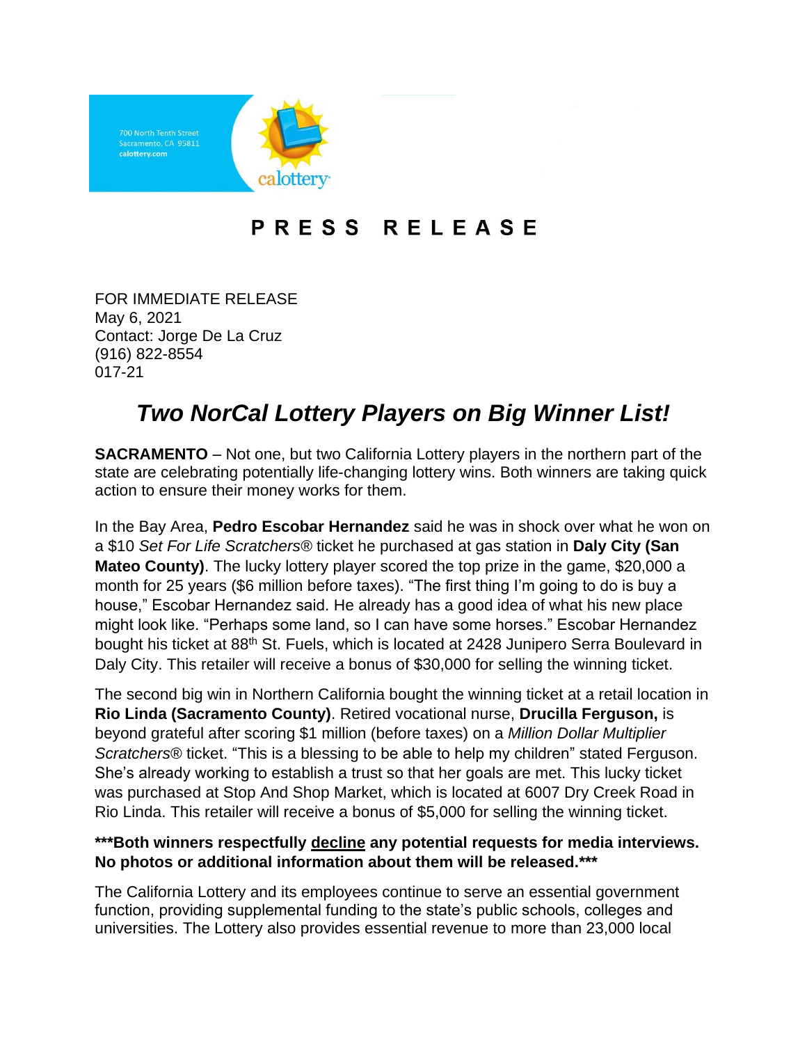700 North Tenth Street
Sacramento, CA 95811
calottery.com

calottery

# PRESS RELEASE

FOR IMMEDIATE RELEASE
May 6, 2021
Contact: Jorge De La Cruz
(916) 822-8554
017-21

## *Two NorCal Lottery Players on Big Winner List!*

**SACRAMENTO** – Not one, but two California Lottery players in the northern part of the state are celebrating potentially life-changing lottery wins. Both winners are taking quick action to ensure their money works for them.

In the Bay Area, **Pedro Escobar Hernandez** said he was in shock over what he won on a $10 *Set For Life Scratchers®* ticket he purchased at gas station in **Daly City (San Mateo County)**. The lucky lottery player scored the top prize in the game, $20,000 a month for 25 years ($6 million before taxes). "The first thing I'm going to do is buy a house," Escobar Hernandez said. He already has a good idea of what his new place might look like. "Perhaps some land, so I can have some horses." Escobar Hernandez bought his ticket at 88th St. Fuels, which is located at 2428 Junipero Serra Boulevard in Daly City. This retailer will receive a bonus of $30,000 for selling the winning ticket.

The second big win in Northern California bought the winning ticket at a retail location in **Rio Linda (Sacramento County)**. Retired vocational nurse, **Drucilla Ferguson,** is beyond grateful after scoring $1 million (before taxes) on a *Million Dollar Multiplier Scratchers®* ticket. "This is a blessing to be able to help my children" stated Ferguson. She's already working to establish a trust so that her goals are met. This lucky ticket was purchased at Stop And Shop Market, which is located at 6007 Dry Creek Road in Rio Linda. This retailer will receive a bonus of $5,000 for selling the winning ticket.

**\*\*\*Both winners respectfully <u>decline</u> any potential requests for media interviews. No photos or additional information about them will be released.\*\*\***

The California Lottery and its employees continue to serve an essential government function, providing supplemental funding to the state's public schools, colleges and universities. The Lottery also provides essential revenue to more than 23,000 local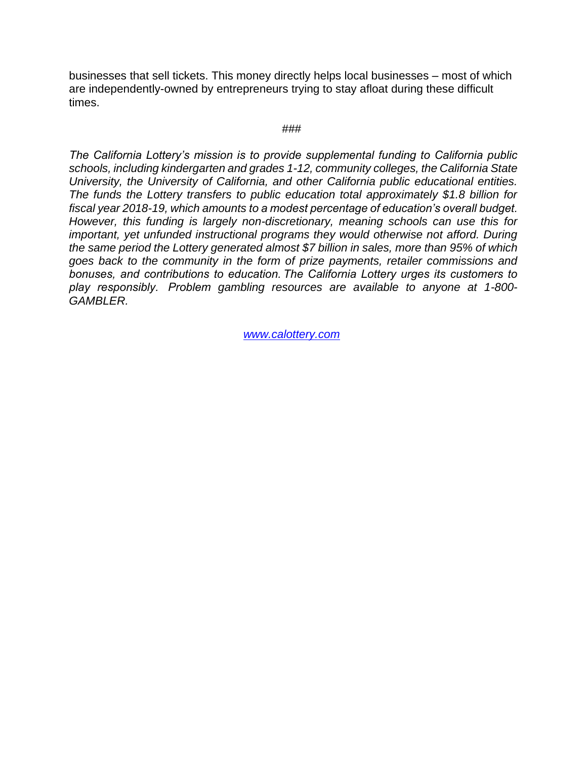businesses that sell tickets. This money directly helps local businesses – most of which are independently-owned by entrepreneurs trying to stay afloat during these difficult times.

###

*The California Lottery's mission is to provide supplemental funding to California public schools, including kindergarten and grades 1-12, community colleges, the California State University, the University of California, and other California public educational entities. The funds the Lottery transfers to public education total approximately $1.8 billion for fiscal year 2018-19, which amounts to a modest percentage of education's overall budget. However, this funding is largely non-discretionary, meaning schools can use this for important, yet unfunded instructional programs they would otherwise not afford. During the same period the Lottery generated almost $7 billion in sales, more than 95% of which goes back to the community in the form of prize payments, retailer commissions and bonuses, and contributions to education. The California Lottery urges its customers to play responsibly. Problem gambling resources are available to anyone at 1-800-GAMBLER.*

*[www.calottery.com](http://www.calottery.com)*